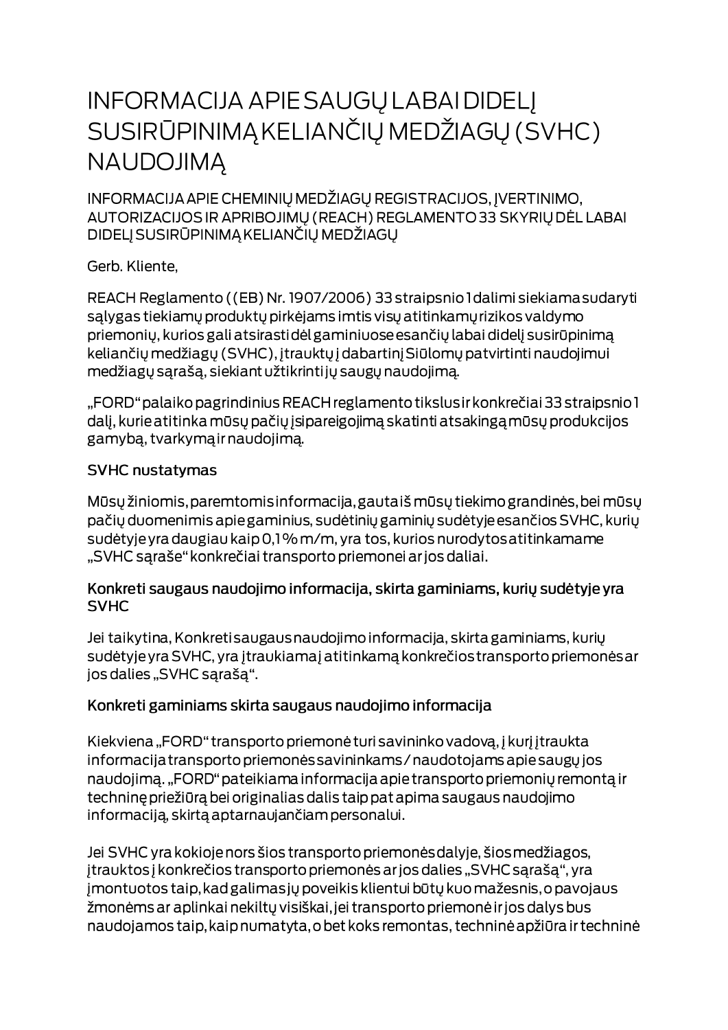# INFORMACIJA APIE SAUGŲ LABAI DIDELĮ SUSIRŪPINIMĄ KELIANČIŲ MEDŽIAGŲ (SVHC) NAUDOJIMĄ

INFORMACIJA APIE CHEMINIŲ MEDŽIAGŲ REGISTRACIJOS, ĮVERTINIMO, AUTORIZACIJOS IR APRIBOJIMŲ (REACH) REGLAMENTO 33 SKYRIŲ DĖL LABAI DIDELĮ SUSIRŪPINIMĄ KELIANČIŲ MEDŽIAGŲ

Gerb. Kliente,

REACH Reglamento ((EB) Nr. 1907/2006) 33 straipsnio 1 dalimi siekiama sudaryti sąlygas tiekiamų produktų pirkėjams imtis visų atitinkamų rizikos valdymo priemonių, kurios gali atsirasti dėl gaminiuose esančių labai didelį susirūpinimą keliančių medžiagų (SVHC), įtrauktų į dabartinį Siūlomų patvirtinti naudojimui medžiagų sąrašą, siekiant užtikrinti jų saugų naudojimą.

„FORD" palaiko pagrindinius REACH reglamento tikslus ir konkrečiai 33 straipsnio 1 dalį, kurie atitinka mūsų pačių įsipareigojimą skatinti atsakingą mūsų produkcijos gamybą, tvarkymą ir naudojimą.

## SVHC nustatymas

Mūsų žiniomis, paremtomis informacija, gauta iš mūsų tiekimo grandinės, bei mūsų pačių duomenimis apie gaminius, sudėtinių gaminių sudėtyje esančios SVHC, kurių sudėtyje yra daugiau kaip 0,1 % m/m, yra tos, kurios nurodytos atitinkamame „SVHC sąraše" konkrečiai transporto priemonei ar jos daliai.

## Konkreti saugaus naudojimo informacija, skirta gaminiams, kurių sudėtyje yra SVHC

Jei taikytina, Konkreti saugaus naudojimo informacija, skirta gaminiams, kurių sudėtyje yra SVHC, yra įtraukiama į atitinkamą konkrečios transporto priemonės ar jos dalies „SVHC sąrašą".

## Konkreti gaminiams skirta saugaus naudojimo informacija

Kiekviena „FORD" transporto priemonė turi savininko vadovą, į kurį įtraukta informacija transporto priemonės savininkams / naudotojams apie saugų jos naudojimą. „FORD" pateikiama informacija apie transporto priemonių remontą ir techninę priežiūrą bei originalias dalis taip pat apima saugaus naudojimo informaciją, skirtą aptarnaujančiam personalui.

Jei SVHC yra kokioje nors šios transporto priemonės dalyje, šios medžiagos, įtrauktos į konkrečios transporto priemonės ar jos dalies „SVHC sąrašą", yra įmontuotos taip, kad galimas jų poveikis klientui būtų kuo mažesnis, o pavojaus žmonėms ar aplinkai nekiltų visiškai, jei transporto priemonė ir jos dalys bus naudojamos taip, kaip numatyta, o bet koks remontas, techninė apžiūra ir techninė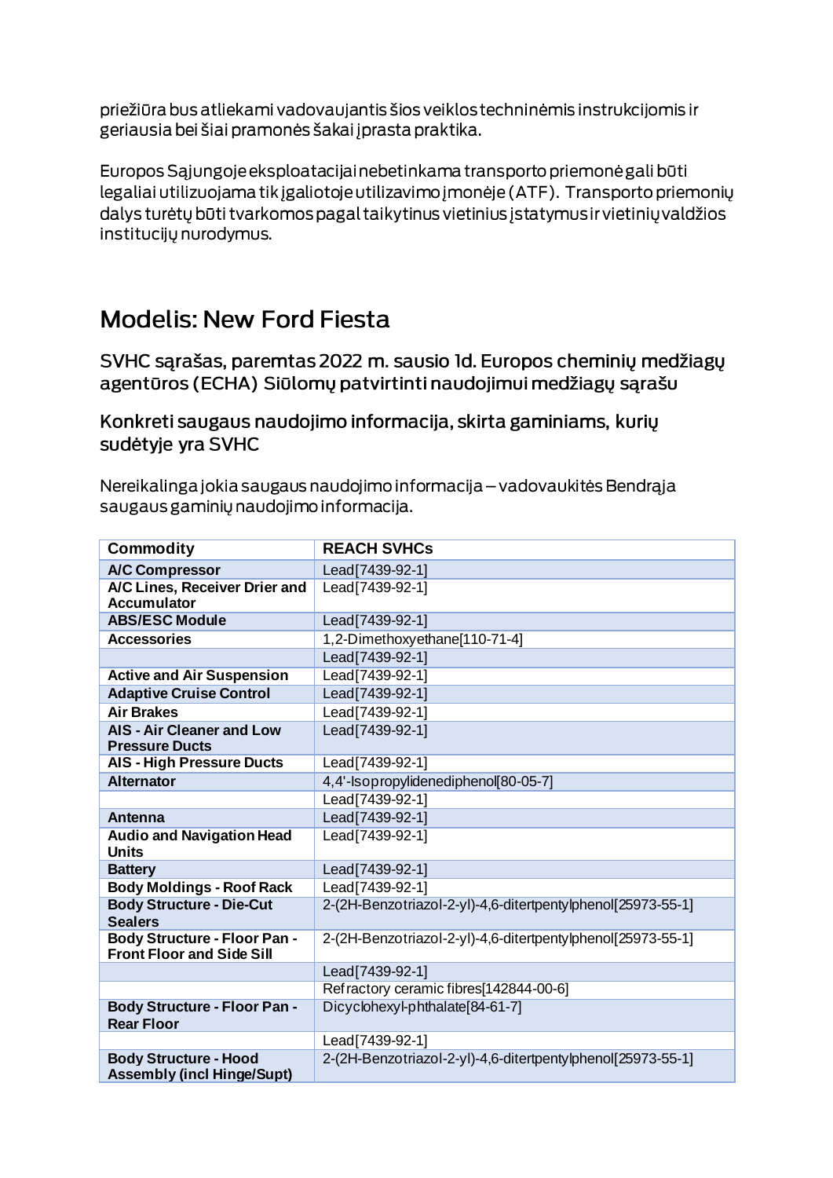priežiūra bus atliekami vadovaujantis šios veiklos techninėmis instrukcijomis ir geriausia bei šiai pramonės šakai įprasta praktika.

Europos Sąjungoje eksploatacijai nebetinkama transporto priemonė gali būti legaliai utilizuojama tik įgaliotoje utilizavimo įmonėje (ATF). Transporto priemonių dalys turėtų būti tvarkomos pagal taikytinus vietinius įstatymus ir vietinių valdžios institucijų nurodymus.

# Modelis: New Ford Fiesta

## SVHC sąrašas, paremtas 2022 m. sausio 1d. Europos cheminių medžiagų agentūros (ECHA) Siūlomų patvirtinti naudojimui medžiagų sąrašu

## Konkreti saugaus naudojimo informacija, skirta gaminiams, kurių sudėtyje yra SVHC

Nereikalinga jokia saugaus naudojimo informacija – vadovaukitės Bendrąja saugaus gaminių naudojimo informacija.

| Commodity | REACH SVHCs |
|---|---|
| **A/C Compressor** | Lead[7439-92-1] |
| **A/C Lines, Receiver Drier and Accumulator** | Lead[7439-92-1] |
| **ABS/ESC Module** | Lead[7439-92-1] |
| **Accessories** | 1,2-Dimethoxyethane[110-71-4] |
| | Lead[7439-92-1] |
| **Active and Air Suspension** | Lead[7439-92-1] |
| **Adaptive Cruise Control** | Lead[7439-92-1] |
| **Air Brakes** | Lead[7439-92-1] |
| **AIS - Air Cleaner and Low Pressure Ducts** | Lead[7439-92-1] |
| **AIS - High Pressure Ducts** | Lead[7439-92-1] |
| **Alternator** | 4,4'-Isopropylidenediphenol[80-05-7] |
| | Lead[7439-92-1] |
| **Antenna** | Lead[7439-92-1] |
| **Audio and Navigation Head Units** | Lead[7439-92-1] |
| **Battery** | Lead[7439-92-1] |
| **Body Moldings - Roof Rack** | Lead[7439-92-1] |
| **Body Structure - Die-Cut Sealers** | 2-(2H-Benzotriazol-2-yl)-4,6-ditertpentylphenol[25973-55-1] |
| **Body Structure - Floor Pan - Front Floor and Side Sill** | 2-(2H-Benzotriazol-2-yl)-4,6-ditertpentylphenol[25973-55-1] |
| | Lead[7439-92-1] |
| | Refractory ceramic fibres[142844-00-6] |
| **Body Structure - Floor Pan - Rear Floor** | Dicyclohexyl-phthalate[84-61-7] |
| | Lead[7439-92-1] |
| **Body Structure - Hood Assembly (incl Hinge/Supt)** | 2-(2H-Benzotriazol-2-yl)-4,6-ditertpentylphenol[25973-55-1] |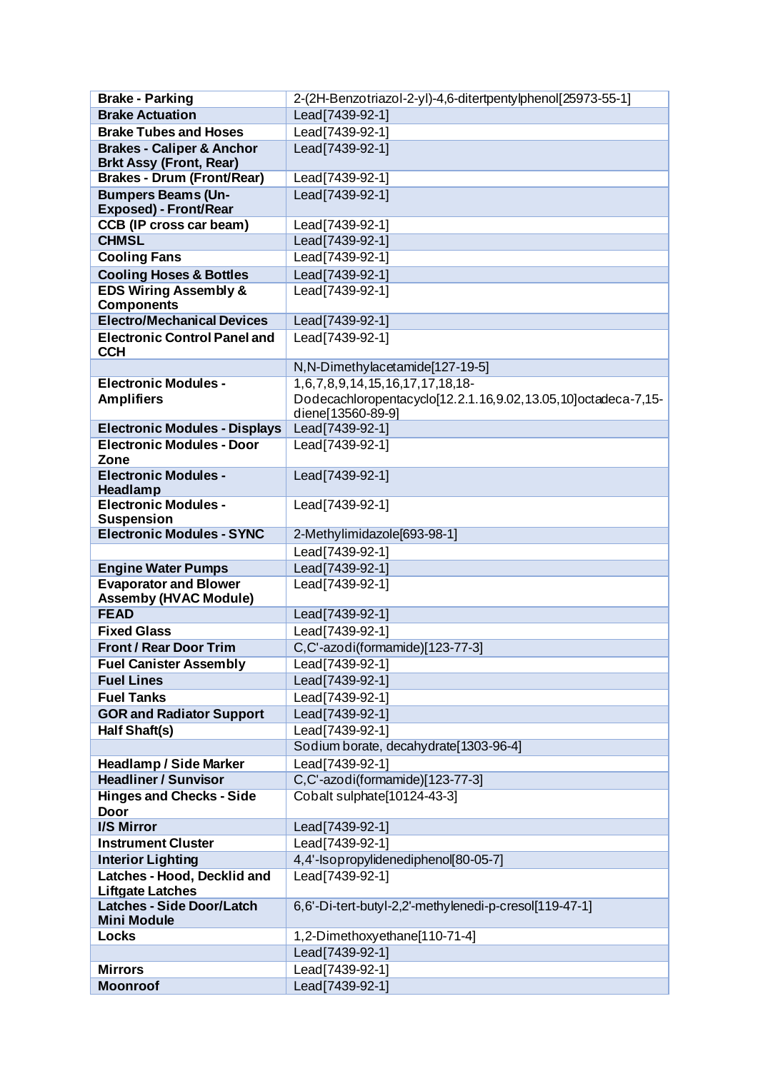| Brake - Parking | 2-(2H-Benzotriazol-2-yl)-4,6-ditertpentylphenol[25973-55-1] |
|---|---|
| **Brake Actuation** | Lead[7439-92-1] |
| **Brake Tubes and Hoses** | Lead[7439-92-1] |
| **Brakes - Caliper & Anchor Brkt Assy (Front, Rear)** | Lead[7439-92-1] |
| **Brakes - Drum (Front/Rear)** | Lead[7439-92-1] |
| **Bumpers Beams (Un-Exposed) - Front/Rear** | Lead[7439-92-1] |
| **CCB (IP cross car beam)** | Lead[7439-92-1] |
| **CHMSL** | Lead[7439-92-1] |
| **Cooling Fans** | Lead[7439-92-1] |
| **Cooling Hoses & Bottles** | Lead[7439-92-1] |
| **EDS Wiring Assembly & Components** | Lead[7439-92-1] |
| **Electro/Mechanical Devices** | Lead[7439-92-1] |
| **Electronic Control Panel and CCH** | Lead[7439-92-1] |
| | N,N-Dimethylacetamide[127-19-5] |
| **Electronic Modules - Amplifiers** | 1,6,7,8,9,14,15,16,17,17,18,18-Dodecachloropentacyclo[12.2.1.16,9.02,13.05,10]octadeca-7,15-diene[13560-89-9] |
| **Electronic Modules - Displays** | Lead[7439-92-1] |
| **Electronic Modules - Door Zone** | Lead[7439-92-1] |
| **Electronic Modules - Headlamp** | Lead[7439-92-1] |
| **Electronic Modules - Suspension** | Lead[7439-92-1] |
| **Electronic Modules - SYNC** | 2-Methylimidazole[693-98-1] |
| | Lead[7439-92-1] |
| **Engine Water Pumps** | Lead[7439-92-1] |
| **Evaporator and Blower Assemby (HVAC Module)** | Lead[7439-92-1] |
| **FEAD** | Lead[7439-92-1] |
| **Fixed Glass** | Lead[7439-92-1] |
| **Front / Rear Door Trim** | C,C'-azodi(formamide)[123-77-3] |
| **Fuel Canister Assembly** | Lead[7439-92-1] |
| **Fuel Lines** | Lead[7439-92-1] |
| **Fuel Tanks** | Lead[7439-92-1] |
| **GOR and Radiator Support** | Lead[7439-92-1] |
| **Half Shaft(s)** | Lead[7439-92-1] |
| | Sodium borate, decahydrate[1303-96-4] |
| **Headlamp / Side Marker** | Lead[7439-92-1] |
| **Headliner / Sunvisor** | C,C'-azodi(formamide)[123-77-3] |
| **Hinges and Checks - Side Door** | Cobalt sulphate[10124-43-3] |
| **I/S Mirror** | Lead[7439-92-1] |
| **Instrument Cluster** | Lead[7439-92-1] |
| **Interior Lighting** | 4,4'-Isopropylidenediphenol[80-05-7] |
| **Latches - Hood, Decklid and Liftgate Latches** | Lead[7439-92-1] |
| **Latches - Side Door/Latch Mini Module** | 6,6'-Di-tert-butyl-2,2'-methylenedi-p-cresol[119-47-1] |
| **Locks** | 1,2-Dimethoxyethane[110-71-4] |
| | Lead[7439-92-1] |
| **Mirrors** | Lead[7439-92-1] |
| **Moonroof** | Lead[7439-92-1] |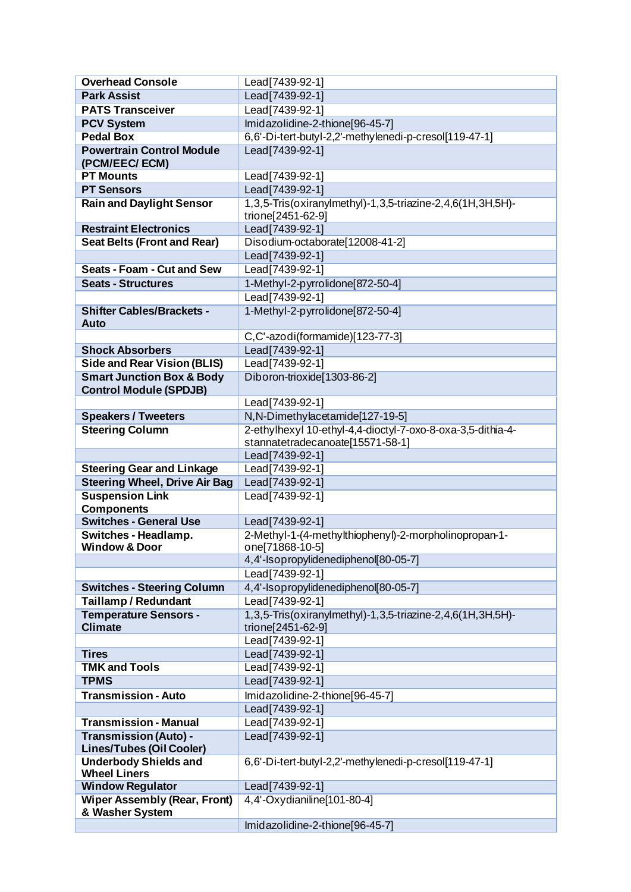| Overhead Console | Lead[7439-92-1] |
|---|---|
| Park Assist | Lead[7439-92-1] |
| PATS Transceiver | Lead[7439-92-1] |
| PCV System | Imidazolidine-2-thione[96-45-7] |
| Pedal Box | 6,6'-Di-tert-butyl-2,2'-methylenedi-p-cresol[119-47-1] |
| Powertrain Control Module (PCM/EEC/ ECM) | Lead[7439-92-1] |
| PT Mounts | Lead[7439-92-1] |
| PT Sensors | Lead[7439-92-1] |
| Rain and Daylight Sensor | 1,3,5-Tris(oxiranylmethyl)-1,3,5-triazine-2,4,6(1H,3H,5H)-trione[2451-62-9] |
| Restraint Electronics | Lead[7439-92-1] |
| Seat Belts (Front and Rear) | Disodium-octaborate[12008-41-2] |
| | Lead[7439-92-1] |
| Seats - Foam - Cut and Sew | Lead[7439-92-1] |
| Seats - Structures | 1-Methyl-2-pyrrolidone[872-50-4] |
| | Lead[7439-92-1] |
| Shifter Cables/Brackets - Auto | 1-Methyl-2-pyrrolidone[872-50-4] |
| | C,C'-azodi(formamide)[123-77-3] |
| Shock Absorbers | Lead[7439-92-1] |
| Side and Rear Vision (BLIS) | Lead[7439-92-1] |
| Smart Junction Box & Body Control Module (SPDJB) | Diboron-trioxide[1303-86-2] |
| | Lead[7439-92-1] |
| Speakers / Tweeters | N,N-Dimethylacetamide[127-19-5] |
| Steering Column | 2-ethylhexyl 10-ethyl-4,4-dioctyl-7-oxo-8-oxa-3,5-dithia-4-stannatetradecanoate[15571-58-1] |
| | Lead[7439-92-1] |
| Steering Gear and Linkage | Lead[7439-92-1] |
| Steering Wheel, Drive Air Bag | Lead[7439-92-1] |
| Suspension Link Components | Lead[7439-92-1] |
| Switches - General Use | Lead[7439-92-1] |
| Switches - Headlamp. Window & Door | 2-Methyl-1-(4-methylthiophenyl)-2-morpholinopropan-1-one[71868-10-5] |
| | 4,4'-Isopropylidenediphenol[80-05-7] |
| | Lead[7439-92-1] |
| Switches - Steering Column | 4,4'-Isopropylidenediphenol[80-05-7] |
| Taillamp / Redundant | Lead[7439-92-1] |
| Temperature Sensors - Climate | 1,3,5-Tris(oxiranylmethyl)-1,3,5-triazine-2,4,6(1H,3H,5H)-trione[2451-62-9] |
| | Lead[7439-92-1] |
| Tires | Lead[7439-92-1] |
| TMK and Tools | Lead[7439-92-1] |
| TPMS | Lead[7439-92-1] |
| Transmission - Auto | Imidazolidine-2-thione[96-45-7] |
| | Lead[7439-92-1] |
| Transmission - Manual | Lead[7439-92-1] |
| Transmission (Auto) - Lines/Tubes (Oil Cooler) | Lead[7439-92-1] |
| Underbody Shields and Wheel Liners | 6,6'-Di-tert-butyl-2,2'-methylenedi-p-cresol[119-47-1] |
| Window Regulator | Lead[7439-92-1] |
| Wiper Assembly (Rear, Front) & Washer System | 4,4'-Oxydianiline[101-80-4] |
| | Imidazolidine-2-thione[96-45-7] |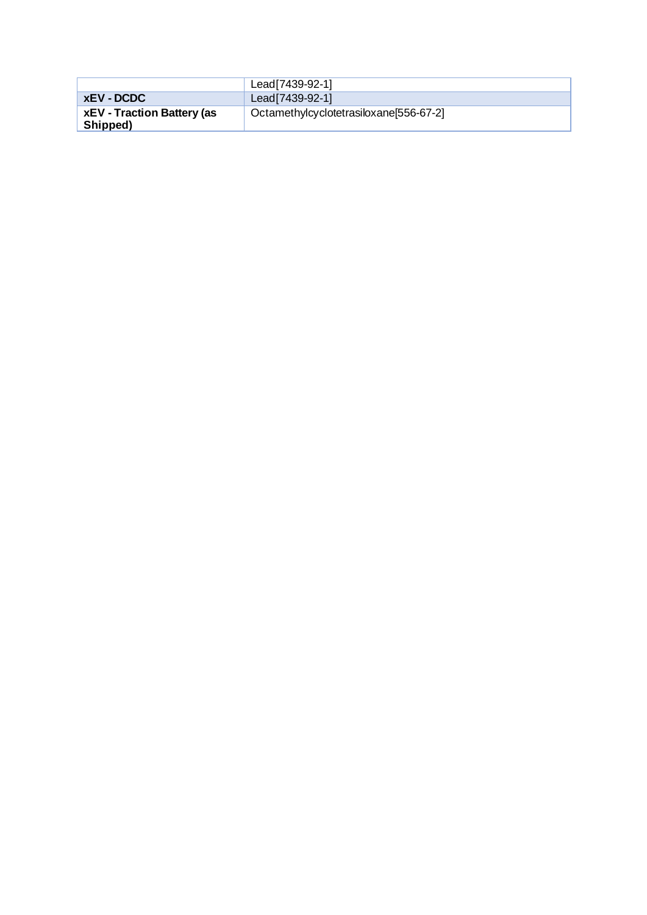| | |
|---|---|
| | Lead[7439-92-1] |
| **xEV - DCDC** | Lead[7439-92-1] |
| **xEV - Traction Battery (as Shipped)** | Octamethylcyclotetrasiloxane[556-67-2] |